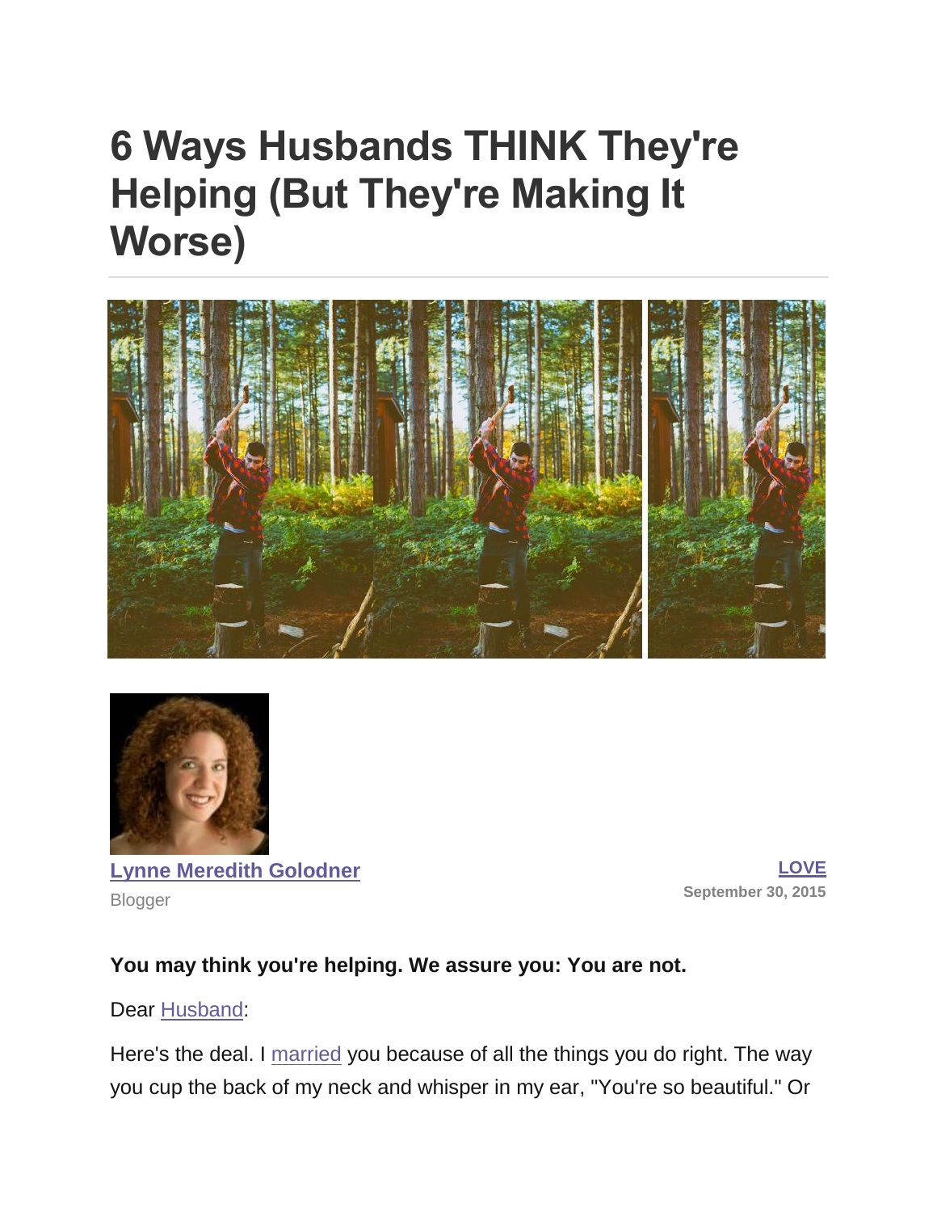# 6 Ways Husbands THINK They're Helping (But They're Making It Worse)

[Lynne Meredith Golodner](#)

Blogger

[LOVE](#)

September 30, 2015

**You may think you're helping. We assure you: You are not.**

Dear [Husband](#):

Here's the deal. I [married](#) you because of all the things you do right. The way you cup the back of my neck and whisper in my ear, "You're so beautiful." Or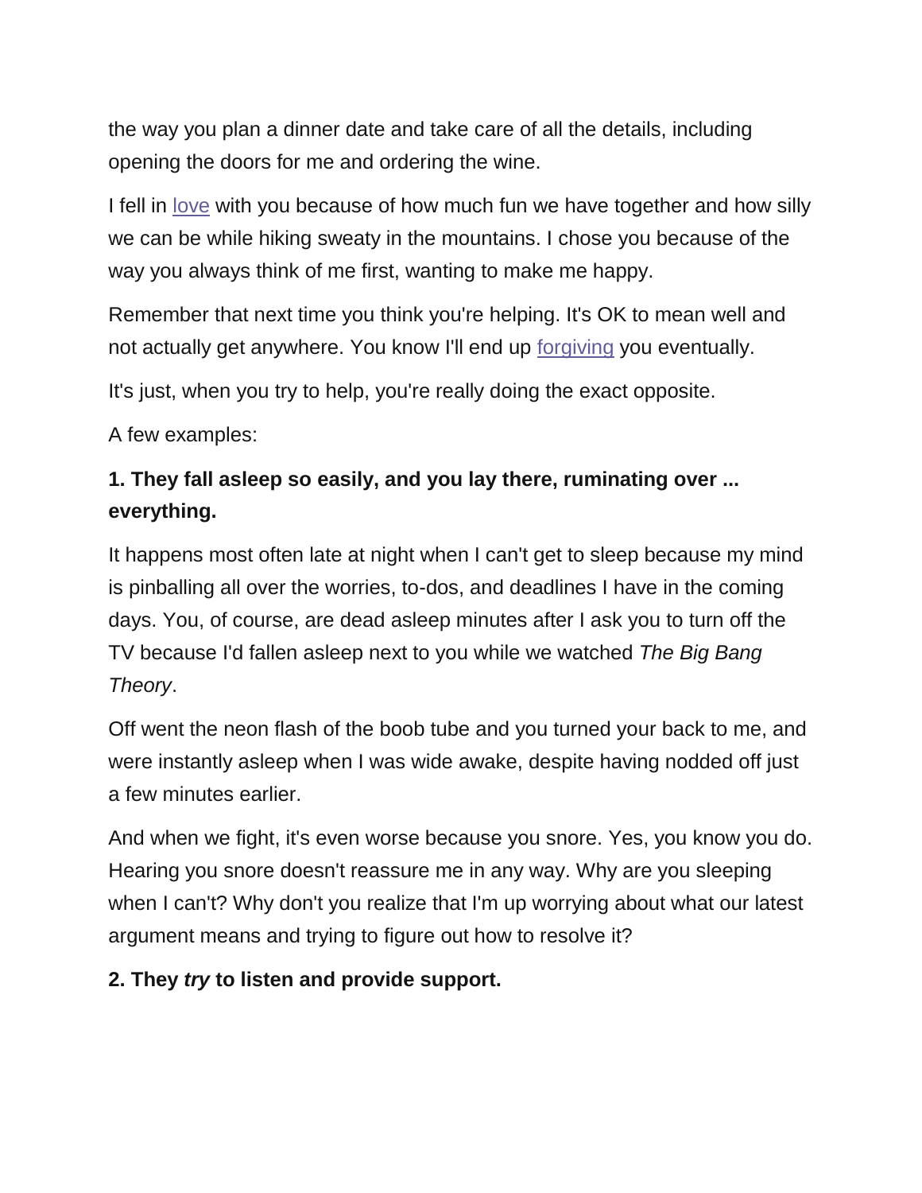the way you plan a dinner date and take care of all the details, including opening the doors for me and ordering the wine.

I fell in love with you because of how much fun we have together and how silly we can be while hiking sweaty in the mountains. I chose you because of the way you always think of me first, wanting to make me happy.

Remember that next time you think you're helping. It's OK to mean well and not actually get anywhere. You know I'll end up forgiving you eventually.

It's just, when you try to help, you're really doing the exact opposite.

A few examples:

**1. They fall asleep so easily, and you lay there, ruminating over ... everything.**

It happens most often late at night when I can't get to sleep because my mind is pinballing all over the worries, to-dos, and deadlines I have in the coming days. You, of course, are dead asleep minutes after I ask you to turn off the TV because I'd fallen asleep next to you while we watched *The Big Bang Theory*.

Off went the neon flash of the boob tube and you turned your back to me, and were instantly asleep when I was wide awake, despite having nodded off just a few minutes earlier.

And when we fight, it's even worse because you snore. Yes, you know you do. Hearing you snore doesn't reassure me in any way. Why are you sleeping when I can't? Why don't you realize that I'm up worrying about what our latest argument means and trying to figure out how to resolve it?

**2. They *try* to listen and provide support.**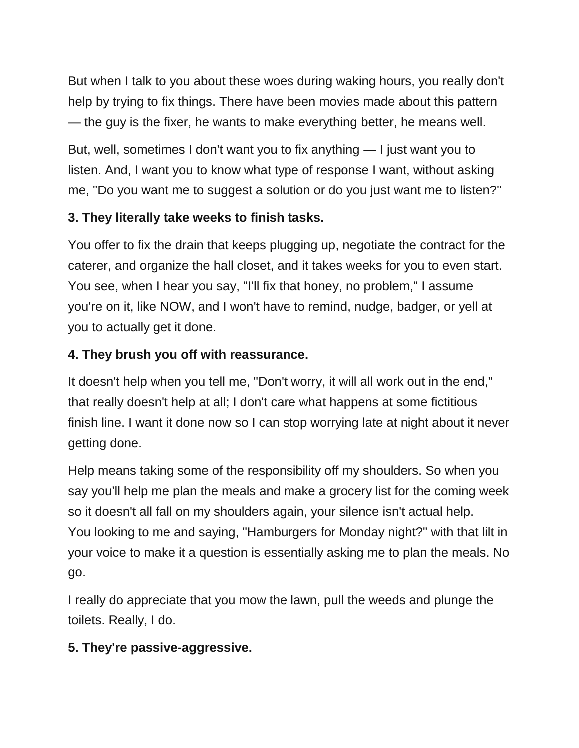But when I talk to you about these woes during waking hours, you really don't help by trying to fix things. There have been movies made about this pattern — the guy is the fixer, he wants to make everything better, he means well.

But, well, sometimes I don't want you to fix anything — I just want you to listen. And, I want you to know what type of response I want, without asking me, "Do you want me to suggest a solution or do you just want me to listen?"

**3. They literally take weeks to finish tasks.**

You offer to fix the drain that keeps plugging up, negotiate the contract for the caterer, and organize the hall closet, and it takes weeks for you to even start. You see, when I hear you say, "I'll fix that honey, no problem," I assume you're on it, like NOW, and I won't have to remind, nudge, badger, or yell at you to actually get it done.

**4. They brush you off with reassurance.**

It doesn't help when you tell me, "Don't worry, it will all work out in the end," that really doesn't help at all; I don't care what happens at some fictitious finish line. I want it done now so I can stop worrying late at night about it never getting done.

Help means taking some of the responsibility off my shoulders. So when you say you'll help me plan the meals and make a grocery list for the coming week so it doesn't all fall on my shoulders again, your silence isn't actual help. You looking to me and saying, "Hamburgers for Monday night?" with that lilt in your voice to make it a question is essentially asking me to plan the meals. No go.

I really do appreciate that you mow the lawn, pull the weeds and plunge the toilets. Really, I do.

**5. They're passive-aggressive.**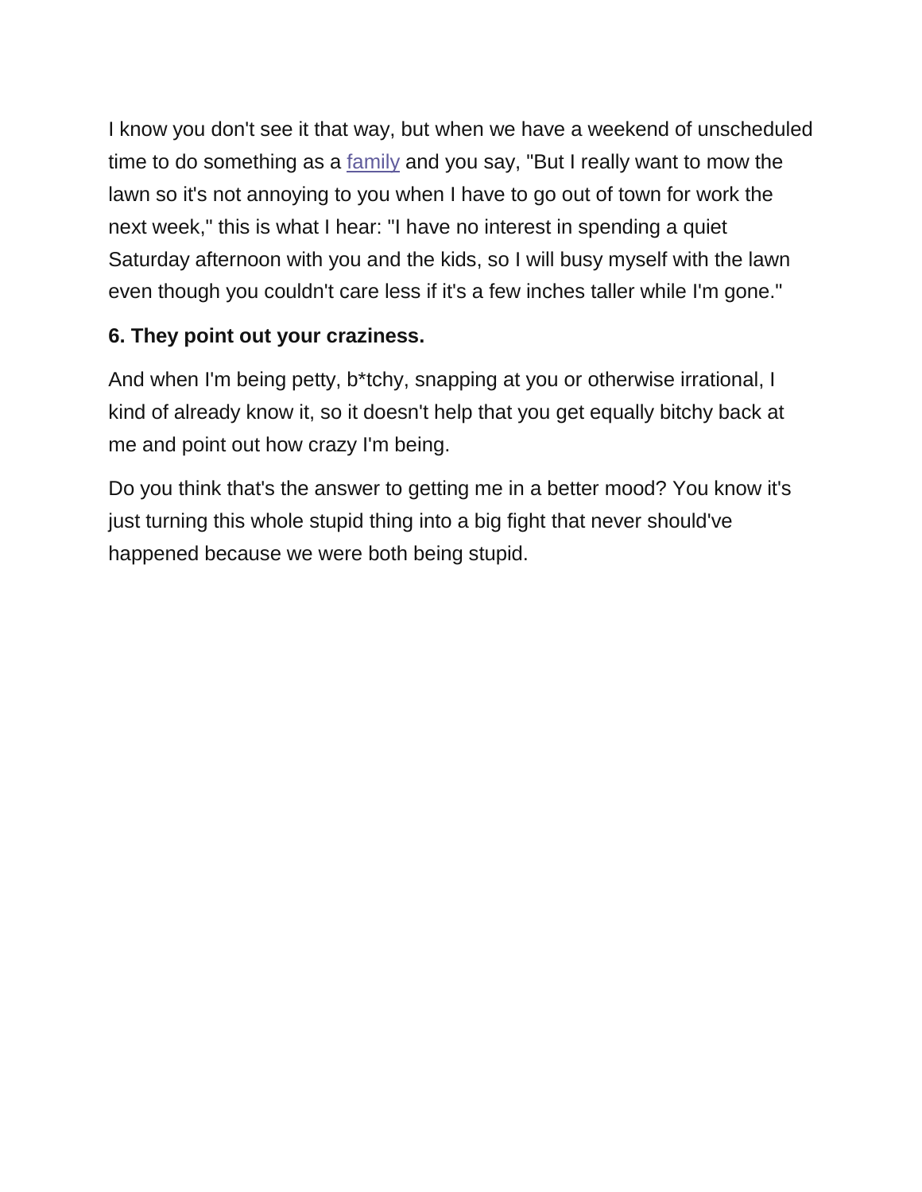I know you don't see it that way, but when we have a weekend of unscheduled time to do something as a family and you say, "But I really want to mow the lawn so it's not annoying to you when I have to go out of town for work the next week," this is what I hear: "I have no interest in spending a quiet Saturday afternoon with you and the kids, so I will busy myself with the lawn even though you couldn't care less if it's a few inches taller while I'm gone."

**6. They point out your craziness.**

And when I'm being petty, b*tchy, snapping at you or otherwise irrational, I kind of already know it, so it doesn't help that you get equally bitchy back at me and point out how crazy I'm being.

Do you think that's the answer to getting me in a better mood? You know it's just turning this whole stupid thing into a big fight that never should've happened because we were both being stupid.